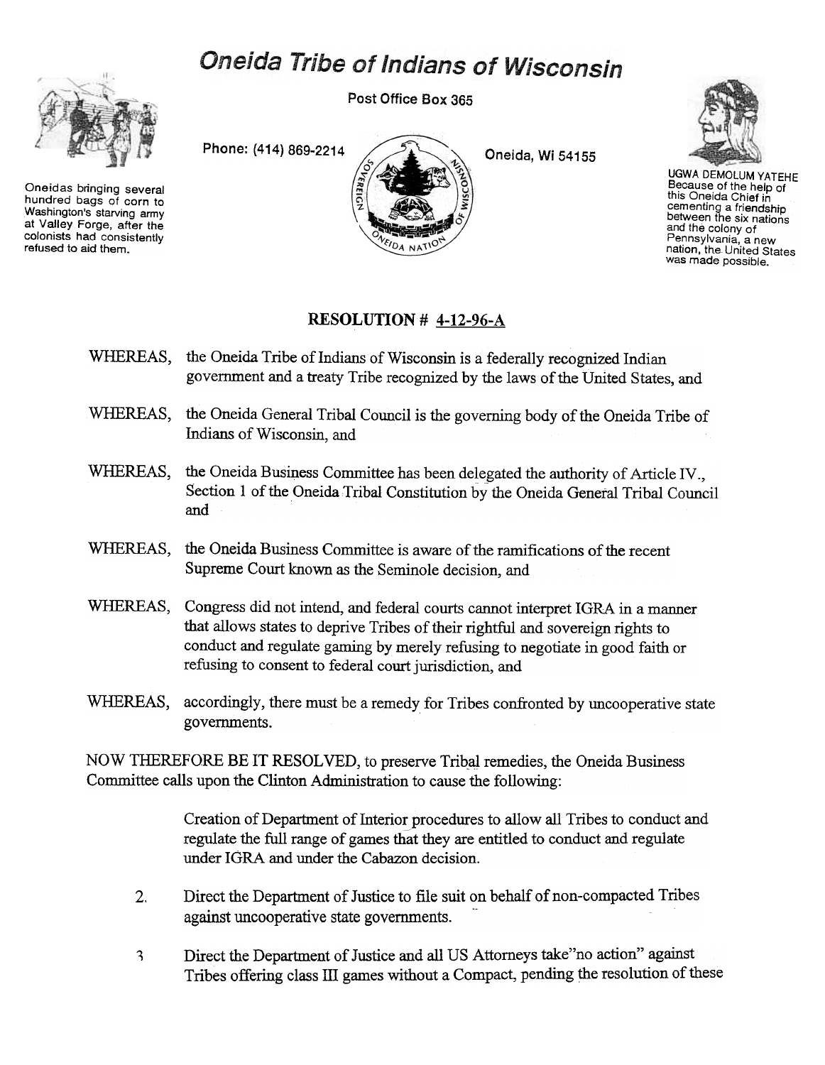# Oneida Tribe of Indians of Wisconsin

Post Office Box 365

Phone: (414) 869-2214

Oneida, Wi 54155

Oneidas bringing several hundred bags of corn to Washington's starving army at Valley Forge, after the colonists had consistently refused to aid them.

UGWA DEMOLUM YATEHE
Because of the help of this Oneida Chief in cementing a friendship between the six nations and the colony of Pennsylvania, a new nation, the United States was made possible.

## RESOLUTION # 4-12-96-A

WHEREAS, the Oneida Tribe of Indians of Wisconsin is a federally recognized Indian government and a treaty Tribe recognized by the laws of the United States, and

WHEREAS, the Oneida General Tribal Council is the governing body of the Oneida Tribe of Indians of Wisconsin, and

WHEREAS, the Oneida Business Committee has been delegated the authority of Article IV., Section 1 of the Oneida Tribal Constitution by the Oneida General Tribal Council and

WHEREAS, the Oneida Business Committee is aware of the ramifications of the recent Supreme Court known as the Seminole decision, and

WHEREAS, Congress did not intend, and federal courts cannot interpret IGRA in a manner that allows states to deprive Tribes of their rightful and sovereign rights to conduct and regulate gaming by merely refusing to negotiate in good faith or refusing to consent to federal court jurisdiction, and

WHEREAS, accordingly, there must be a remedy for Tribes confronted by uncooperative state governments.

NOW THEREFORE BE IT RESOLVED, to preserve Tribal remedies, the Oneida Business Committee calls upon the Clinton Administration to cause the following:

Creation of Department of Interior procedures to allow all Tribes to conduct and regulate the full range of games that they are entitled to conduct and regulate under IGRA and under the Cabazon decision.

2. Direct the Department of Justice to file suit on behalf of non-compacted Tribes against uncooperative state governments.

3 Direct the Department of Justice and all US Attorneys take"no action" against Tribes offering class III games without a Compact, pending the resolution of these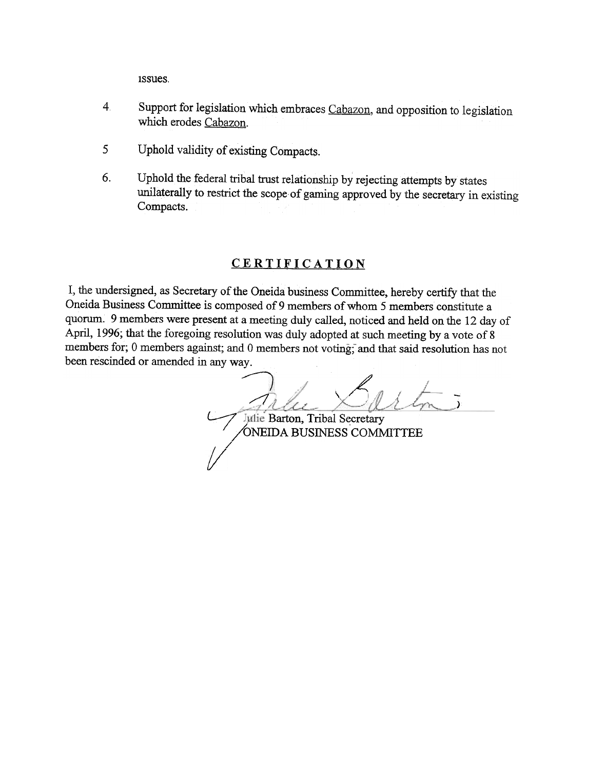issues.

4. Support for legislation which embraces Cabazon, and opposition to legislation which erodes Cabazon.

5 Uphold validity of existing Compacts.

6. Uphold the federal tribal trust relationship by rejecting attempts by states unilaterally to restrict the scope of gaming approved by the secretary in existing Compacts.

## CERTIFICATION

I, the undersigned, as Secretary of the Oneida business Committee, hereby certify that the Oneida Business Committee is composed of 9 members of whom 5 members constitute a quorum. 9 members were present at a meeting duly called, noticed and held on the 12 day of April, 1996; that the foregoing resolution was duly adopted at such meeting by a vote of 8 members for; 0 members against; and 0 members not voting; and that said resolution has not been rescinded or amended in any way.

Julie Barton, Tribal Secretary
ONEIDA BUSINESS COMMITTEE